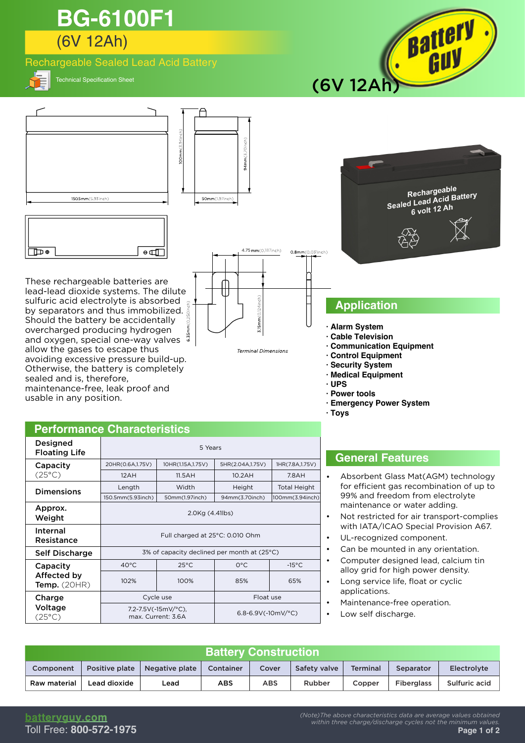# BG-6100F1

## (6V 12Ah)

Rechargeable Sealed Lead Acid Battery

Technical Specification Sheet

(6V 12Ah)

150.5mm(5.93inch) 100mm(3.94inch) 94mm(3.70inch) 50mm(1.97inch)

4.75mm(0.187inch) 0.8mm(0.031inch) 6.35mm(0.250inch) 3.15mm(0.124inch)

*Terminal Dimensions*

These rechargeable batteries are lead-lead dioxide systems. The dilute sulfuric acid electrolyte is absorbed by separators and thus immobilized. Should the battery be accidentally overcharged producing hydrogen and oxygen, special one-way valves allow the gases to escape thus avoiding excessive pressure build-up. Otherwise, the battery is completely sealed and is, therefore, maintenance-free, leak proof and usable in any position.

## Application

- **Alarm System**
- **Cable Television**
- **Communication Equipment**
- **Control Equipment**
- **Security System**
- **Medical Equipment**
- **UPS**
- **Power tools**
- **Emergency Power System**
- **Toys**

## Performance Characteristics

| | | | | |
|---|---|---|---|---|
| **Designed Floating Life** | 5 Years | | | |
| **Capacity** (25°C) | 20HR(0.6A,1.75V) | 10HR(1.15A,1.75V) | 5HR(2.04A,1.75V) | 1HR(7.8A,1.75V) |
| | 12AH | 11.5AH | 10.2AH | 7.8AH |
| **Dimensions** | Length | Width | Height | Total Height |
| | 150.5mm(5.93inch) | 50mm(1.97inch) | 94mm(3.70inch) | 100mm(3.94inch) |
| **Approx. Weight** | 2.0Kg (4.41lbs) | | | |
| **Internal Resistance** | Full charged at 25°C: 0.010 Ohm | | | |
| **Self Discharge** | 3% of capacity declined per month at (25°C) | | | |
| **Capacity Affected by Temp.** (20HR) | 40°C | 25°C | 0°C | -15°C |
| | 102% | 100% | 85% | 65% |
| **Charge Voltage** (25°C) | Cycle use | | Float use | |
| | 7.2-7.5V(-15mV/°C), max. Current: 3.6A | | 6.8-6.9V(-10mV/°C) | |

## General Features

- Absorbent Glass Mat(AGM) technology for efficient gas recombination of up to 99% and freedom from electrolyte maintenance or water adding.
- Not restricted for air transport-complies with IATA/ICAO Special Provision A67.
- UL-recognized component.
- Can be mounted in any orientation.
- Computer designed lead, calcium tin alloy grid for high power density.
- Long service life, float or cyclic applications.
- Maintenance-free operation.
- Low self discharge.

## Battery Construction

| Component | Positive plate | Negative plate | Container | Cover | Safety valve | Terminal | Separator | Electrolyte |
|---|---|---|---|---|---|---|---|---|
| Raw material | Lead dioxide | Lead | ABS | ABS | Rubber | Copper | Fiberglass | Sulfuric acid |

batteryguy.com
Toll Free: **800-572-1975**

*(Note)The above characteristics data are average values obtained within three charge/discharge cycles not the minimum values.*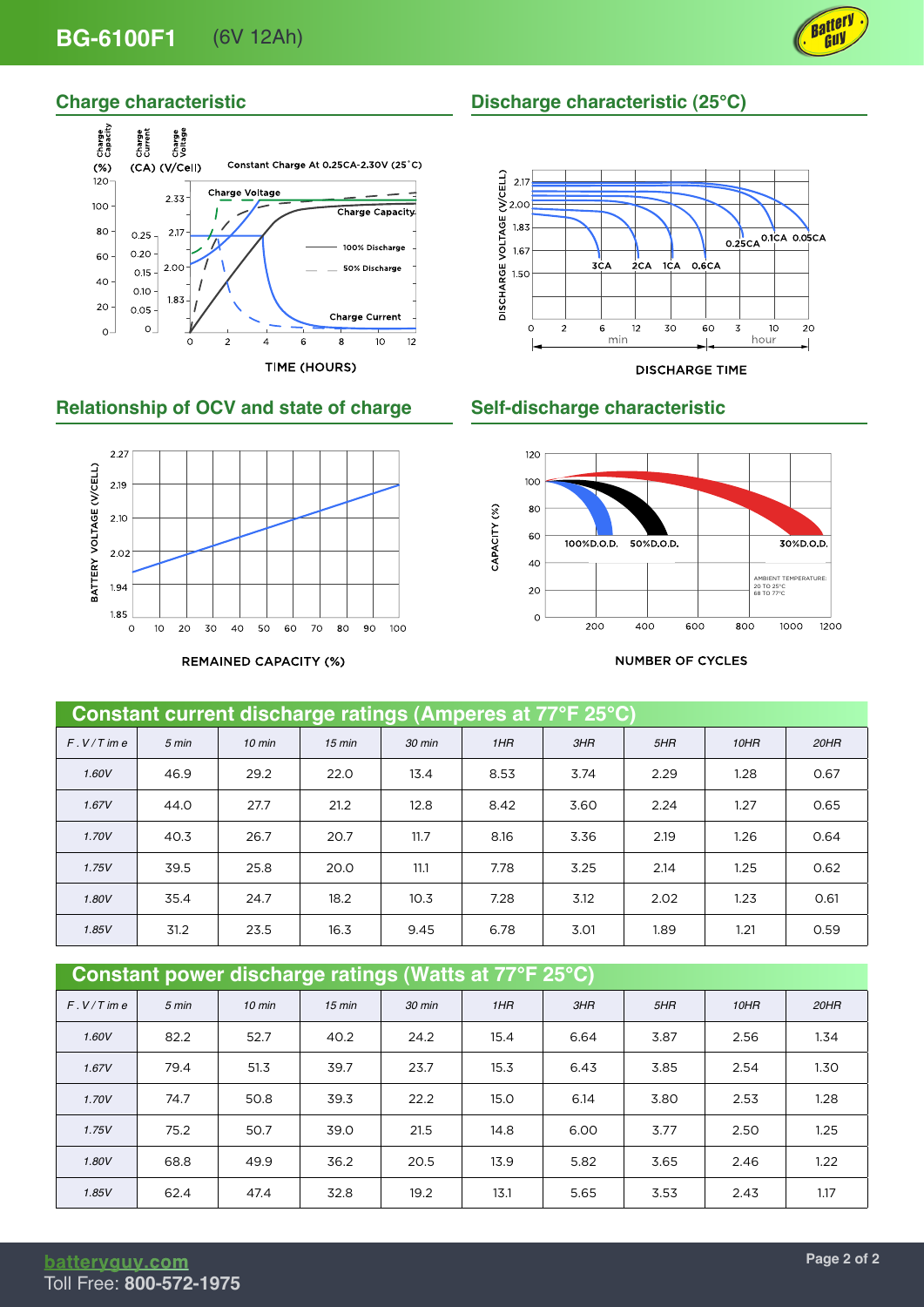# BG-6100F1 (6V 12Ah)

## Charge characteristic

Charge Capacity (%) | Charge Current (CA) | Charge Voltage (V/Cell)

Constant Charge At 0.25CA-2.30V (25˚C)

120
100
80
60
40
20
0

0.25
0.20
0.15
0.10
0.05
0

2.33
2.17
2.00
1.83

Charge Voltage
Charge Capacity
100% Discharge
50% Discharge
Charge Current

0 2 4 6 8 10 12

TIME (HOURS)

## Discharge characteristic (25°C)

DISCHARGE VOLTAGE (V/CELL)

2.17
2.00
1.83
1.67
1.50

3CA 2CA 1CA 0.6CA 0.25CA 0.1CA 0.05CA

0 2 6 12 30 60 3 10 20

min hour

DISCHARGE TIME

## Relationship of OCV and state of charge

BATTERY VOLTAGE (V/CELL)

2.27
2.19
2.10
2.02
1.94
1.85

0 10 20 30 40 50 60 70 80 90 100

REMAINED CAPACITY (%)

## Self-discharge characteristic

CAPACITY (%)

120
100
80
60
40
20
0

100%D.O.D. 50%D.O.D. 30%D.O.D.

AMBIENT TEMPERATURE:
20 TO 25°C
68 TO 77°C

200 400 600 800 1000 1200

NUMBER OF CYCLES

## Constant current discharge ratings (Amperes at 77°F 25°C)

| F.V/Time | 5 min | 10 min | 15 min | 30 min | 1HR | 3HR | 5HR | 10HR | 20HR |
|---|---|---|---|---|---|---|---|---|---|
| 1.60V | 46.9 | 29.2 | 22.0 | 13.4 | 8.53 | 3.74 | 2.29 | 1.28 | 0.67 |
| 1.67V | 44.0 | 27.7 | 21.2 | 12.8 | 8.42 | 3.60 | 2.24 | 1.27 | 0.65 |
| 1.70V | 40.3 | 26.7 | 20.7 | 11.7 | 8.16 | 3.36 | 2.19 | 1.26 | 0.64 |
| 1.75V | 39.5 | 25.8 | 20.0 | 11.1 | 7.78 | 3.25 | 2.14 | 1.25 | 0.62 |
| 1.80V | 35.4 | 24.7 | 18.2 | 10.3 | 7.28 | 3.12 | 2.02 | 1.23 | 0.61 |
| 1.85V | 31.2 | 23.5 | 16.3 | 9.45 | 6.78 | 3.01 | 1.89 | 1.21 | 0.59 |

## Constant power discharge ratings (Watts at 77°F 25°C)

| F.V/Time | 5 min | 10 min | 15 min | 30 min | 1HR | 3HR | 5HR | 10HR | 20HR |
|---|---|---|---|---|---|---|---|---|---|
| 1.60V | 82.2 | 52.7 | 40.2 | 24.2 | 15.4 | 6.64 | 3.87 | 2.56 | 1.34 |
| 1.67V | 79.4 | 51.3 | 39.7 | 23.7 | 15.3 | 6.43 | 3.85 | 2.54 | 1.30 |
| 1.70V | 74.7 | 50.8 | 39.3 | 22.2 | 15.0 | 6.14 | 3.80 | 2.53 | 1.28 |
| 1.75V | 75.2 | 50.7 | 39.0 | 21.5 | 14.8 | 6.00 | 3.77 | 2.50 | 1.25 |
| 1.80V | 68.8 | 49.9 | 36.2 | 20.5 | 13.9 | 5.82 | 3.65 | 2.46 | 1.22 |
| 1.85V | 62.4 | 47.4 | 32.8 | 19.2 | 13.1 | 5.65 | 3.53 | 2.43 | 1.17 |

batteryguy.com
Toll Free: **800-572-1975**